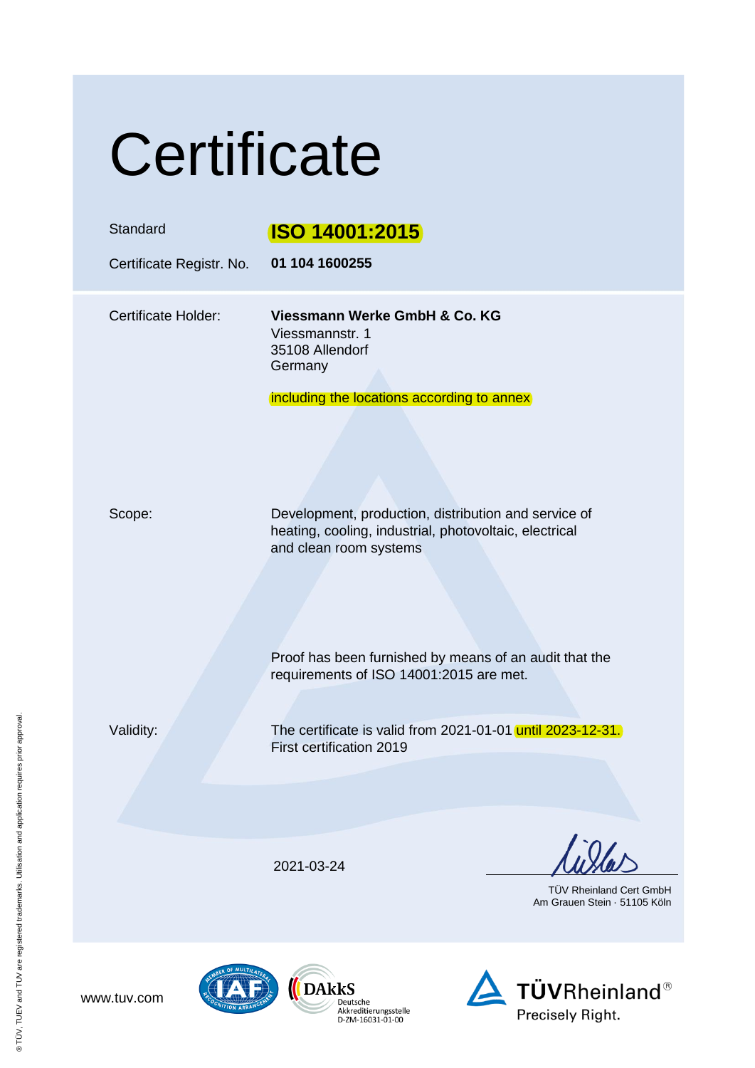# Certificate

| | |
|---|---|
| Standard | **ISO 14001:2015** |
| Certificate Registr. No. | **01 104 1600255** |

Certificate Holder: **Viessmann Werke GmbH & Co. KG**
Viessmannstr. 1
35108 Allendorf
Germany

including the locations according to annex

Scope: Development, production, distribution and service of heating, cooling, industrial, photovoltaic, electrical and clean room systems

Proof has been furnished by means of an audit that the requirements of ISO 14001:2015 are met.

Validity: The certificate is valid from 2021-01-01 until 2023-12-31.
First certification 2019

2021-03-24

TÜV Rheinland Cert GmbH
Am Grauen Stein · 51105 Köln

www.tuv.com

DAkkS Deutsche Akkreditierungsstelle D-ZM-16031-01-00

TÜVRheinland® Precisely Right.

® TÜV, TUEV and TUV are registered trademarks. Utilisation and application requires prior approval.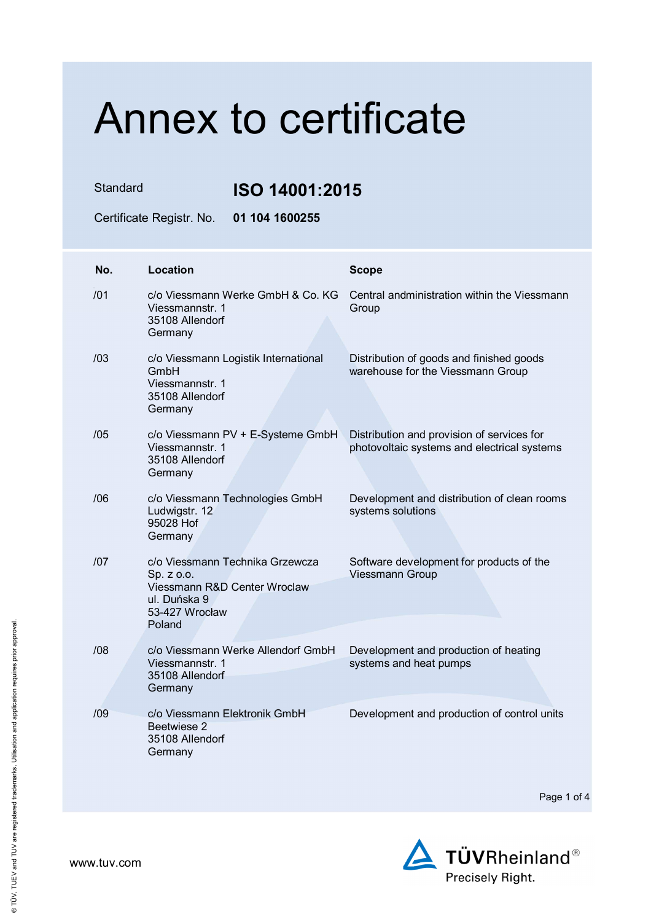# Annex to certificate

Standard **ISO 14001:2015**

Certificate Registr. No. **01 104 1600255**

| No. | Location | Scope |
|---|---|---|
| /01 | c/o Viessmann Werke GmbH & Co. KG<br>Viessmannstr. 1<br>35108 Allendorf<br>Germany | Central andministration within the Viessmann Group |
| /03 | c/o Viessmann Logistik International GmbH<br>Viessmannstr. 1<br>35108 Allendorf<br>Germany | Distribution of goods and finished goods warehouse for the Viessmann Group |
| /05 | c/o Viessmann PV + E-Systeme GmbH<br>Viessmannstr. 1<br>35108 Allendorf<br>Germany | Distribution and provision of services for photovoltaic systems and electrical systems |
| /06 | c/o Viessmann Technologies GmbH<br>Ludwigstr. 12<br>95028 Hof<br>Germany | Development and distribution of clean rooms systems solutions |
| /07 | c/o Viessmann Technika Grzewcza Sp. z o.o.<br>Viessmann R&D Center Wroclaw<br>ul. Duńska 9<br>53-427 Wrocław<br>Poland | Software development for products of the Viessmann Group |
| /08 | c/o Viessmann Werke Allendorf GmbH<br>Viessmannstr. 1<br>35108 Allendorf<br>Germany | Development and production of heating systems and heat pumps |
| /09 | c/o Viessmann Elektronik GmbH<br>Beetwiese 2<br>35108 Allendorf<br>Germany | Development and production of control units |

www.tuv.com

TÜVRheinland®
Precisely Right.

® TÜV, TUEV and TUV are registered trademarks. Utilisation and application requires prior approval.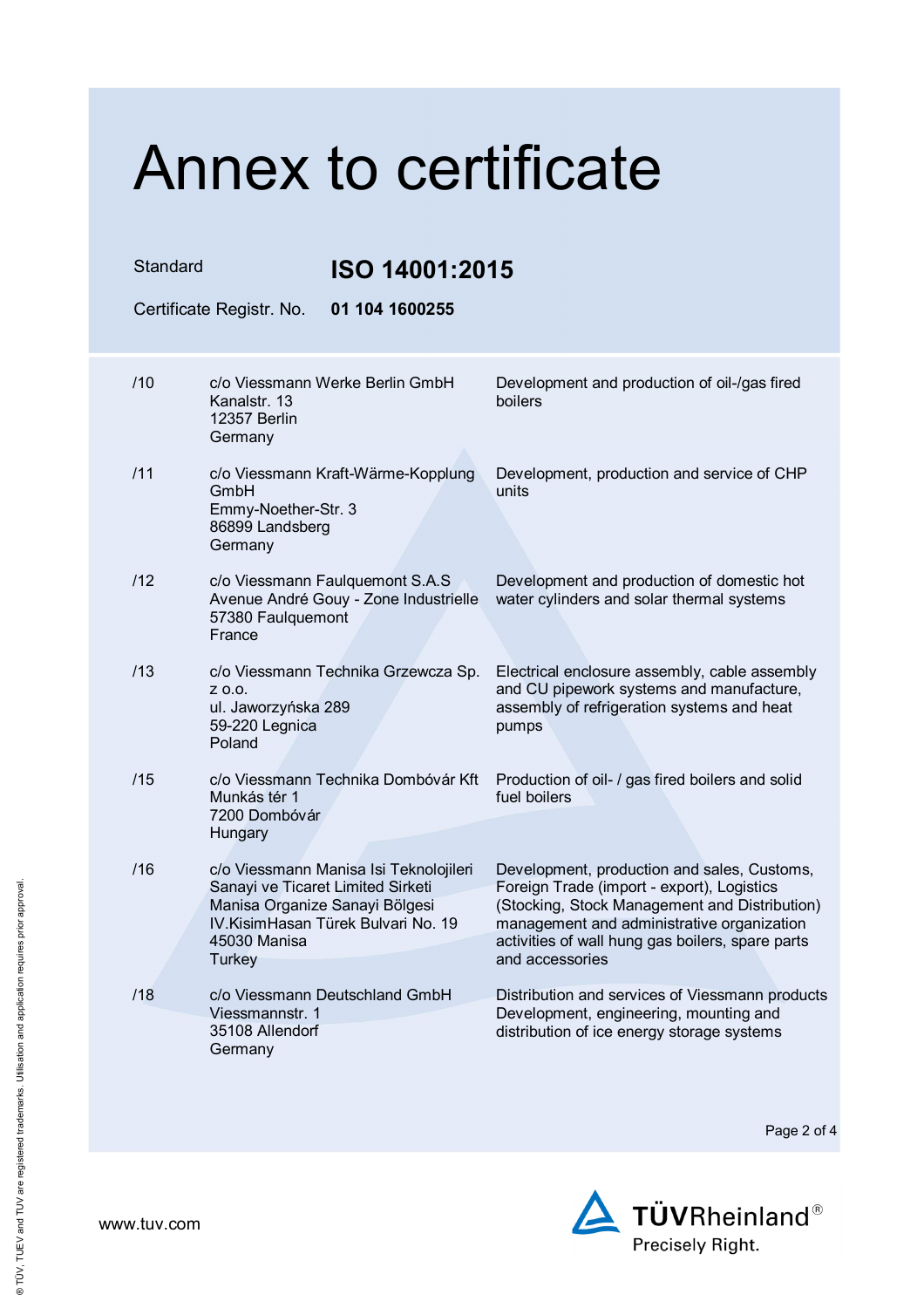# Annex to certificate

| | |
|---|---|
| Standard | **ISO 14001:2015** |
| Certificate Registr. No. | **01 104 1600255** |

| | | |
|---|---|---|
| /10 | c/o Viessmann Werke Berlin GmbH<br>Kanalstr. 13<br>12357 Berlin<br>Germany | Development and production of oil-/gas fired boilers |
| /11 | c/o Viessmann Kraft-Wärme-Kopplung GmbH<br>Emmy-Noether-Str. 3<br>86899 Landsberg<br>Germany | Development, production and service of CHP units |
| /12 | c/o Viessmann Faulquemont S.A.S<br>Avenue André Gouy - Zone Industrielle<br>57380 Faulquemont<br>France | Development and production of domestic hot water cylinders and solar thermal systems |
| /13 | c/o Viessmann Technika Grzewcza Sp. z o.o.<br>ul. Jaworzyńska 289<br>59-220 Legnica<br>Poland | Electrical enclosure assembly, cable assembly and CU pipework systems and manufacture, assembly of refrigeration systems and heat pumps |
| /15 | c/o Viessmann Technika Dombóvár Kft<br>Munkás tér 1<br>7200 Dombóvár<br>Hungary | Production of oil- / gas fired boilers and solid fuel boilers |
| /16 | c/o Viessmann Manisa Isi Teknolojileri Sanayi ve Ticaret Limited Sirketi<br>Manisa Organize Sanayi Bölgesi<br>IV.KisimHasan Türek Bulvari No. 19<br>45030 Manisa<br>Turkey | Development, production and sales, Customs, Foreign Trade (import - export), Logistics (Stocking, Stock Management and Distribution) management and administrative organization activities of wall hung gas boilers, spare parts and accessories |
| /18 | c/o Viessmann Deutschland GmbH<br>Viessmannstr. 1<br>35108 Allendorf<br>Germany | Distribution and services of Viessmann products<br>Development, engineering, mounting and distribution of ice energy storage systems |

www.tuv.com

TÜVRheinland®
Precisely Right.

® TÜV, TUEV and TUV are registered trademarks. Utilisation and application requires prior approval.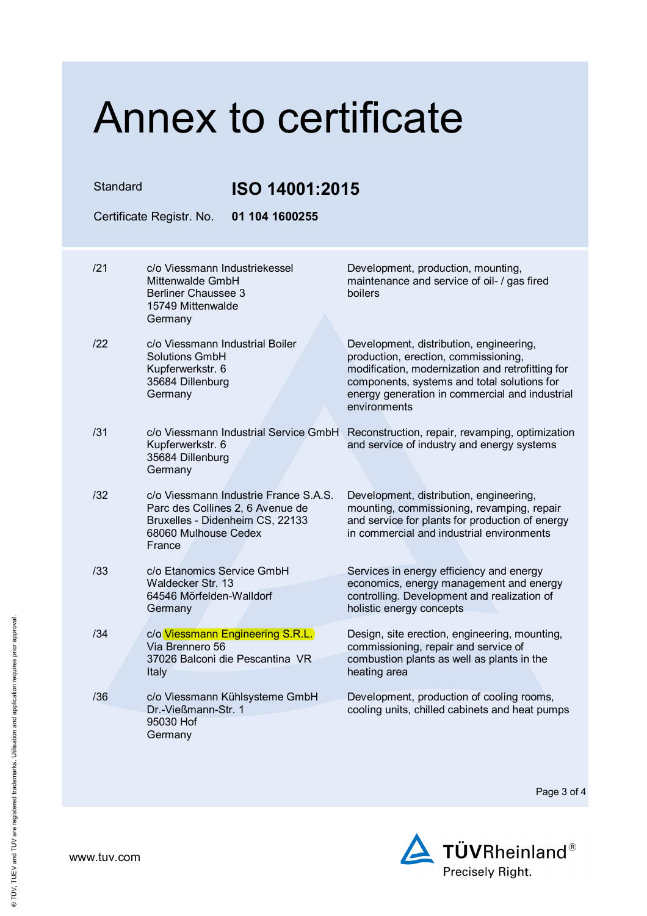# Annex to certificate

| | |
|---|---|
| Standard | **ISO 14001:2015** |
| Certificate Registr. No. | **01 104 1600255** |

| | | |
|---|---|---|
| /21 | c/o Viessmann Industriekessel Mittenwalde GmbH<br>Berliner Chaussee 3<br>15749 Mittenwalde<br>Germany | Development, production, mounting, maintenance and service of oil- / gas fired boilers |
| /22 | c/o Viessmann Industrial Boiler Solutions GmbH<br>Kupferwerkstr. 6<br>35684 Dillenburg<br>Germany | Development, distribution, engineering, production, erection, commissioning, modification, modernization and retrofitting for components, systems and total solutions for energy generation in commercial and industrial environments |
| /31 | c/o Viessmann Industrial Service GmbH<br>Kupferwerkstr. 6<br>35684 Dillenburg<br>Germany | Reconstruction, repair, revamping, optimization and service of industry and energy systems |
| /32 | c/o Viessmann Industrie France S.A.S.<br>Parc des Collines 2, 6 Avenue de Bruxelles - Didenheim CS, 22133<br>68060 Mulhouse Cedex<br>France | Development, distribution, engineering, mounting, commissioning, revamping, repair and service for plants for production of energy in commercial and industrial environments |
| /33 | c/o Etanomics Service GmbH<br>Waldecker Str. 13<br>64546 Mörfelden-Walldorf<br>Germany | Services in energy efficiency and energy economics, energy management and energy controlling. Development and realization of holistic energy concepts |
| /34 | c/o Viessmann Engineering S.R.L.<br>Via Brennero 56<br>37026 Balconi die Pescantina VR<br>Italy | Design, site erection, engineering, mounting, commissioning, repair and service of combustion plants as well as plants in the heating area |
| /36 | c/o Viessmann Kühlsysteme GmbH<br>Dr.-Vießmann-Str. 1<br>95030 Hof<br>Germany | Development, production of cooling rooms, cooling units, chilled cabinets and heat pumps |

www.tuv.com

TÜVRheinland®
Precisely Right.

® TÜV, TUEV and TUV are registered trademarks. Utilisation and application requires prior approval.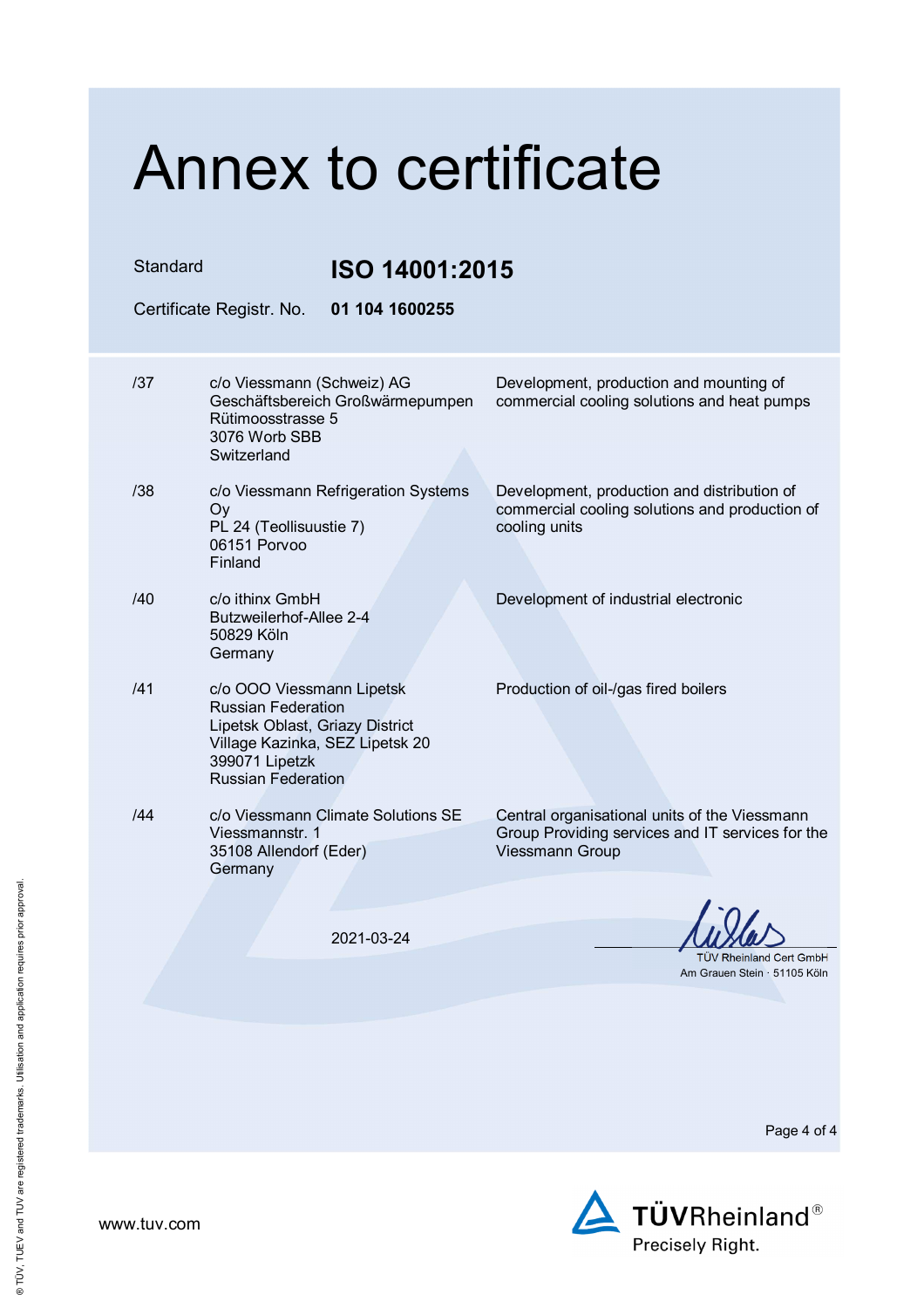# Annex to certificate

Standard **ISO 14001:2015**

Certificate Registr. No. **01 104 1600255**

| | | |
|---|---|---|
| /37 | c/o Viessmann (Schweiz) AG<br>Geschäftsbereich Großwärmepumpen<br>Rütimoosstrasse 5<br>3076 Worb SBB<br>Switzerland | Development, production and mounting of commercial cooling solutions and heat pumps |
| /38 | c/o Viessmann Refrigeration Systems Oy<br>PL 24 (Teollisuustie 7)<br>06151 Porvoo<br>Finland | Development, production and distribution of commercial cooling solutions and production of cooling units |
| /40 | c/o ithinx GmbH<br>Butzweilerhof-Allee 2-4<br>50829 Köln<br>Germany | Development of industrial electronic |
| /41 | c/o OOO Viessmann Lipetsk<br>Russian Federation<br>Lipetsk Oblast, Griazy District<br>Village Kazinka, SEZ Lipetsk 20<br>399071 Lipetzk<br>Russian Federation | Production of oil-/gas fired boilers |
| /44 | c/o Viessmann Climate Solutions SE<br>Viessmannstr. 1<br>35108 Allendorf (Eder)<br>Germany | Central organisational units of the Viessmann Group Providing services and IT services for the Viessmann Group |

2021-03-24

TÜV Rheinland Cert GmbH
Am Grauen Stein · 51105 Köln

www.tuv.com

TÜVRheinland®
Precisely Right.

® TÜV, TUEV and TUV are registered trademarks. Utilisation and application requires prior approval.